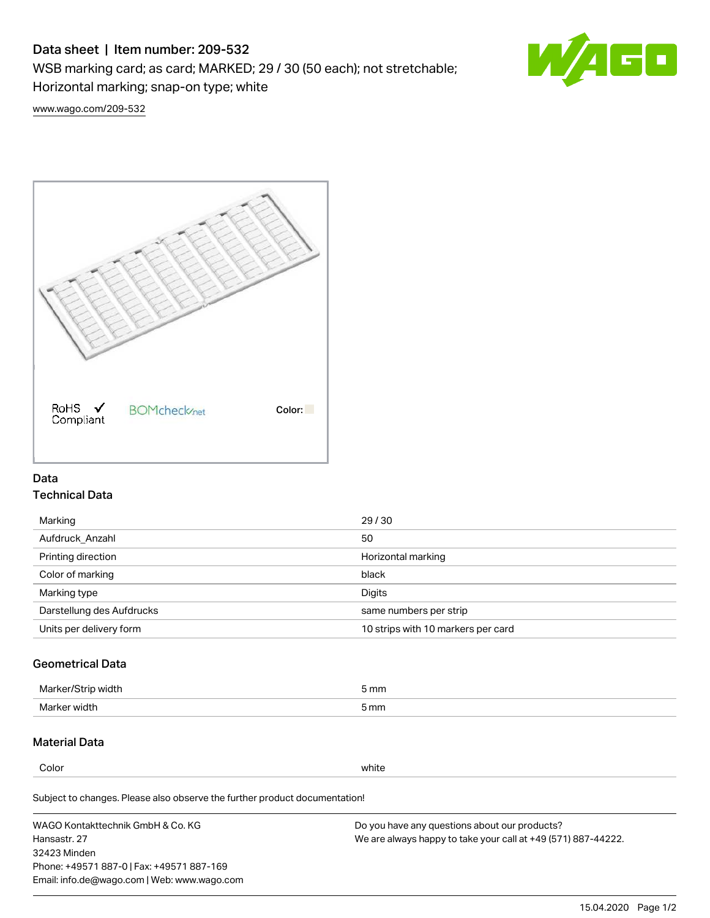# Data sheet | Item number: 209-532

WSB marking card; as card; MARKED; 29 / 30 (50 each); not stretchable; Horizontal marking; snap-on type; white

www.wago.com/209-532

RoHS Compliant ✓ BOMcheck.net Color:

## Data

### Technical Data

| | |
|---|---|
| Marking | 29 / 30 |
| Aufdruck_Anzahl | 50 |
| Printing direction | Horizontal marking |
| Color of marking | black |
| Marking type | Digits |
| Darstellung des Aufdrucks | same numbers per strip |
| Units per delivery form | 10 strips with 10 markers per card |

### Geometrical Data

| | |
|---|---|
| Marker/Strip width | 5 mm |
| Marker width | 5 mm |

### Material Data

| | |
|---|---|
| Color | white |

Subject to changes. Please also observe the further product documentation!

WAGO Kontakttechnik GmbH & Co. KG
Hansastr. 27
32423 Minden
Phone: +49571 887-0 | Fax: +49571 887-169
Email: info.de@wago.com | Web: www.wago.com

Do you have any questions about our products?
We are always happy to take your call at +49 (571) 887-44222.

15.04.2020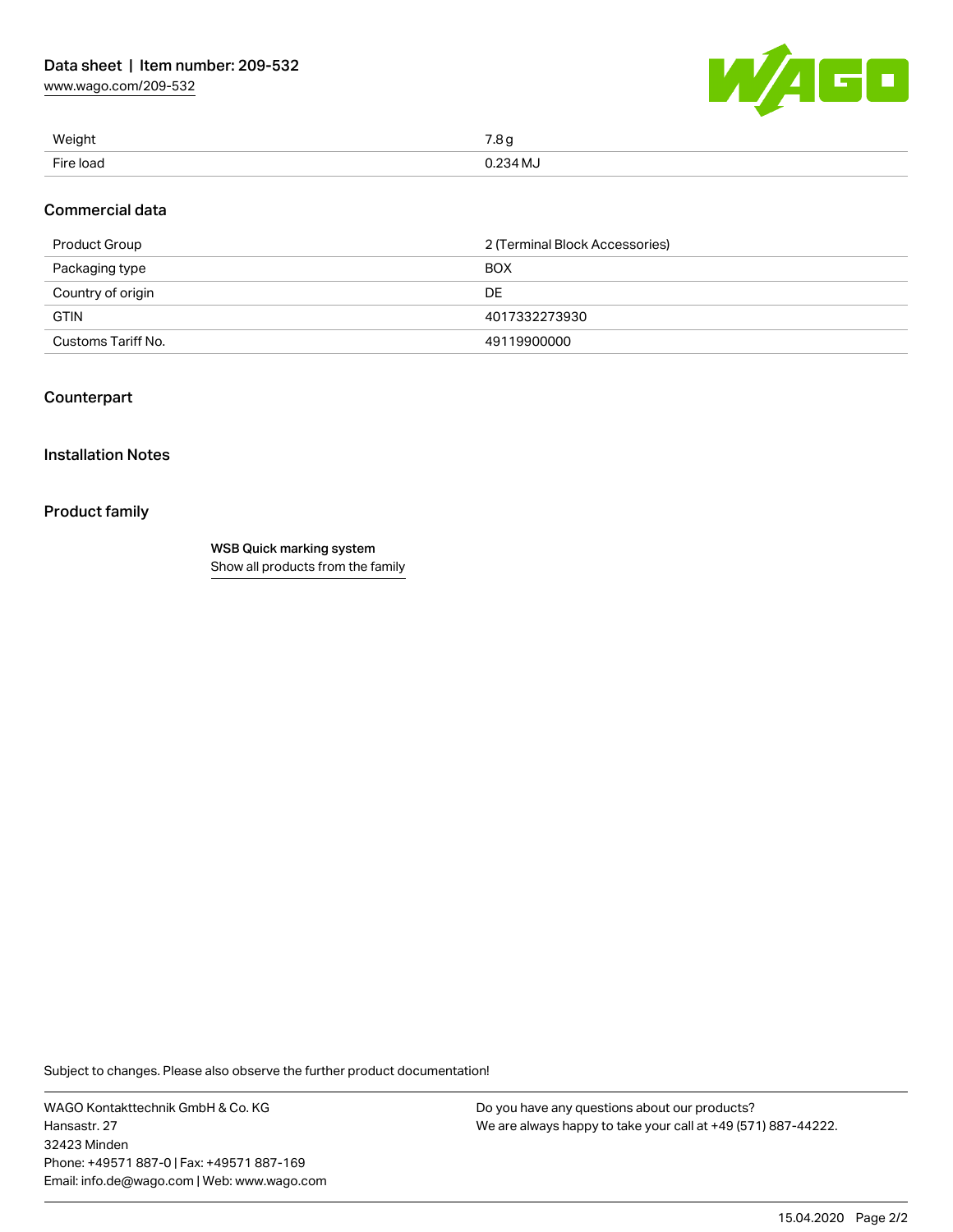| | |
|---|---|
| Weight | 7.8 g |
| Fire load | 0.234 MJ |

## Commercial data

| | |
|---|---|
| Product Group | 2 (Terminal Block Accessories) |
| Packaging type | BOX |
| Country of origin | DE |
| GTIN | 4017332273930 |
| Customs Tariff No. | 49119900000 |

## Counterpart

## Installation Notes

## Product family

**WSB Quick marking system**
Show all products from the family

Subject to changes. Please also observe the further product documentation!

WAGO Kontakttechnik GmbH & Co. KG
Hansastr. 27
32423 Minden
Phone: +49571 887-0 | Fax: +49571 887-169
Email: info.de@wago.com | Web: www.wago.com

Do you have any questions about our products?
We are always happy to take your call at +49 (571) 887-44222.